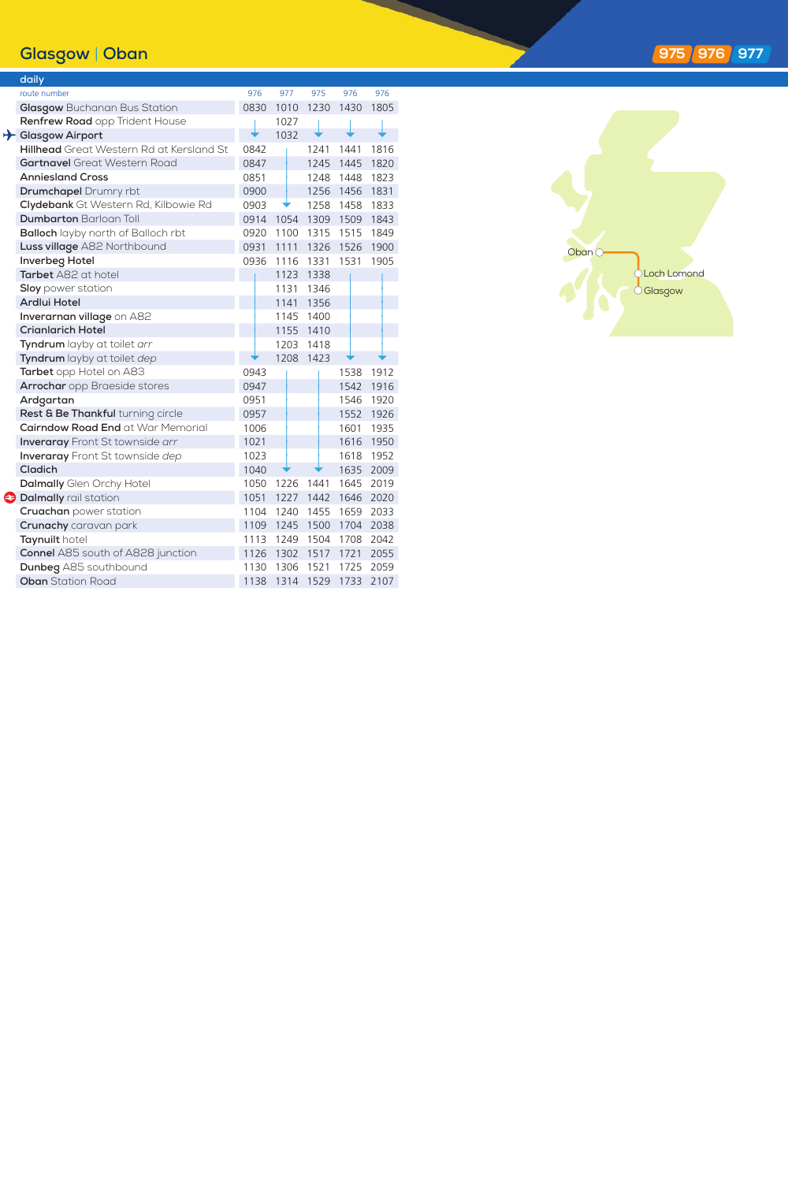# Glasgow | Oban

975 976 977

**daily**

| route number | 976 | 977 | 975 | 976 | 976 |
|---|---|---|---|---|---|
| **Glasgow** Buchanan Bus Station | 0830 | 1010 | 1230 | 1430 | 1805 |
| **Renfrew Road** opp Trident House | ↓ | 1027 | ↓ | ↓ | ↓ |
| **Glasgow Airport** | ↓ | 1032 | ↓ | ↓ | ↓ |
| **Hillhead** Great Western Rd at Kersland St | 0842 | ↓ | 1241 | 1441 | 1816 |
| **Gartnavel** Great Western Road | 0847 | ↓ | 1245 | 1445 | 1820 |
| **Anniesland Cross** | 0851 | ↓ | 1248 | 1448 | 1823 |
| **Drumchapel** Drumry rbt | 0900 | ↓ | 1256 | 1456 | 1831 |
| **Clydebank** Gt Western Rd, Kilbowie Rd | 0903 | ↓ | 1258 | 1458 | 1833 |
| **Dumbarton** Barloan Toll | 0914 | 1054 | 1309 | 1509 | 1843 |
| **Balloch** layby north of Balloch rbt | 0920 | 1100 | 1315 | 1515 | 1849 |
| **Luss village** A82 Northbound | 0931 | 1111 | 1326 | 1526 | 1900 |
| **Inverbeg Hotel** | 0936 | 1116 | 1331 | 1531 | 1905 |
| **Tarbet** A82 at hotel | ↓ | 1123 | 1338 | ↓ | ↓ |
| **Sloy** power station | ↓ | 1131 | 1346 | ↓ | ↓ |
| **Ardlui Hotel** | ↓ | 1141 | 1356 | ↓ | ↓ |
| **Inverarnan village** on A82 | ↓ | 1145 | 1400 | ↓ | ↓ |
| **Crianlarich Hotel** | ↓ | 1155 | 1410 | ↓ | ↓ |
| **Tyndrum** layby at toilet *arr* | ↓ | 1203 | 1418 | ↓ | ↓ |
| **Tyndrum** layby at toilet *dep* | ↓ | 1208 | 1423 | ↓ | ↓ |
| **Tarbet** opp Hotel on A83 | 0943 | ↓ | ↓ | 1538 | 1912 |
| **Arrochar** opp Braeside stores | 0947 | ↓ | ↓ | 1542 | 1916 |
| **Ardgartan** | 0951 | ↓ | ↓ | 1546 | 1920 |
| **Rest & Be Thankful** turning circle | 0957 | ↓ | ↓ | 1552 | 1926 |
| **Cairndow Road End** at War Memorial | 1006 | ↓ | ↓ | 1601 | 1935 |
| **Inveraray** Front St townside *arr* | 1021 | ↓ | ↓ | 1616 | 1950 |
| **Inveraray** Front St townside *dep* | 1023 | ↓ | ↓ | 1618 | 1952 |
| **Cladich** | 1040 | ↓ | ↓ | 1635 | 2009 |
| **Dalmally** Glen Orchy Hotel | 1050 | 1226 | 1441 | 1645 | 2019 |
| **Dalmally** rail station | 1051 | 1227 | 1442 | 1646 | 2020 |
| **Cruachan** power station | 1104 | 1240 | 1455 | 1659 | 2033 |
| **Crunachy** caravan park | 1109 | 1245 | 1500 | 1704 | 2038 |
| **Taynuilt** hotel | 1113 | 1249 | 1504 | 1708 | 2042 |
| **Connel** A85 south of A828 junction | 1126 | 1302 | 1517 | 1721 | 2055 |
| **Dunbeg** A85 southbound | 1130 | 1306 | 1521 | 1725 | 2059 |
| **Oban** Station Road | 1138 | 1314 | 1529 | 1733 | 2107 |

Oban
Loch Lomond
Glasgow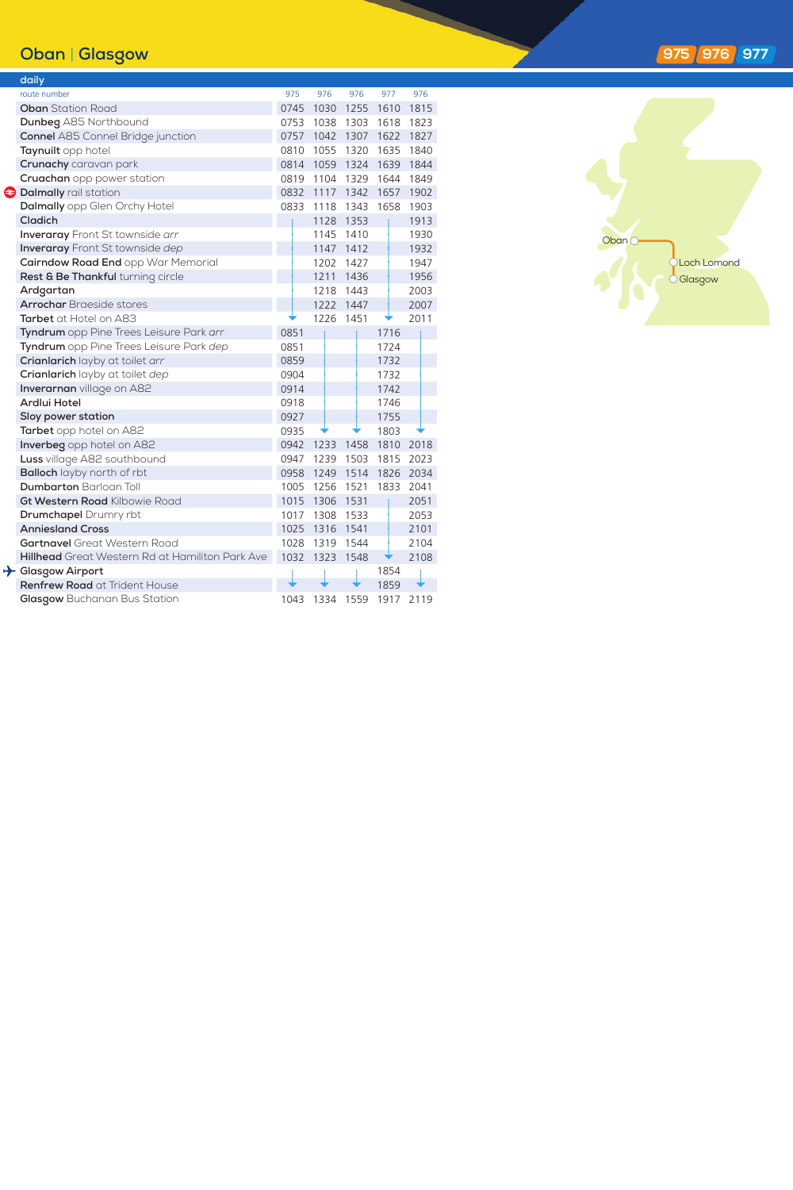# Oban | Glasgow

975 976 977

**daily**

| route number | 975 | 976 | 976 | 977 | 976 |
|---|---|---|---|---|---|
| **Oban** Station Road | 0745 | 1030 | 1255 | 1610 | 1815 |
| **Dunbeg** A85 Northbound | 0753 | 1038 | 1303 | 1618 | 1823 |
| **Connel** A85 Connel Bridge junction | 0757 | 1042 | 1307 | 1622 | 1827 |
| **Taynuilt** opp hotel | 0810 | 1055 | 1320 | 1635 | 1840 |
| **Crunachy** caravan park | 0814 | 1059 | 1324 | 1639 | 1844 |
| **Cruachan** opp power station | 0819 | 1104 | 1329 | 1644 | 1849 |
| **Dalmally** rail station | 0832 | 1117 | 1342 | 1657 | 1902 |
| **Dalmally** opp Glen Orchy Hotel | 0833 | 1118 | 1343 | 1658 | 1903 |
| **Cladich** | \| | 1128 | 1353 | \| | 1913 |
| **Inveraray** Front St townside *arr* | \| | 1145 | 1410 | \| | 1930 |
| **Inveraray** Front St townside *dep* | \| | 1147 | 1412 | \| | 1932 |
| **Cairndow Road End** opp War Memorial | \| | 1202 | 1427 | \| | 1947 |
| **Rest & Be Thankful** turning circle | \| | 1211 | 1436 | \| | 1956 |
| **Ardgartan** | \| | 1218 | 1443 | \| | 2003 |
| **Arrochar** Braeside stores | \| | 1222 | 1447 | \| | 2007 |
| **Tarbet** at Hotel on A83 | ↓ | 1226 | 1451 | ↓ | 2011 |
| **Tyndrum** opp Pine Trees Leisure Park *arr* | 0851 | \| | \| | 1716 | \| |
| **Tyndrum** opp Pine Trees Leisure Park *dep* | 0851 | \| | \| | 1724 | \| |
| **Crianlarich** layby at toilet *arr* | 0859 | \| | \| | 1732 | \| |
| **Crianlarich** layby at toilet *dep* | 0904 | \| | \| | 1732 | \| |
| **Inverarnan** village on A82 | 0914 | \| | \| | 1742 | \| |
| **Ardlui Hotel** | 0918 | \| | \| | 1746 | \| |
| **Sloy power station** | 0927 | \| | \| | 1755 | \| |
| **Tarbet** opp hotel on A82 | 0935 | ↓ | ↓ | 1803 | ↓ |
| **Inverbeg** opp hotel on A82 | 0942 | 1233 | 1458 | 1810 | 2018 |
| **Luss** village A82 southbound | 0947 | 1239 | 1503 | 1815 | 2023 |
| **Balloch** layby north of rbt | 0958 | 1249 | 1514 | 1826 | 2034 |
| **Dumbarton** Barloan Toll | 1005 | 1256 | 1521 | 1833 | 2041 |
| **Gt Western Road** Kilbowie Road | 1015 | 1306 | 1531 | \| | 2051 |
| **Drumchapel** Drumry rbt | 1017 | 1308 | 1533 | \| | 2053 |
| **Anniesland Cross** | 1025 | 1316 | 1541 | \| | 2101 |
| **Gartnavel** Great Western Road | 1028 | 1319 | 1544 | \| | 2104 |
| **Hillhead** Great Western Rd at Hamilton Park Ave | 1032 | 1323 | 1548 | ↓ | 2108 |
| Glasgow Airport | \| | \| | \| | 1854 | \| |
| **Renfrew Road** at Trident House | ↓ | ↓ | ↓ | 1859 | ↓ |
| **Glasgow** Buchanan Bus Station | 1043 | 1334 | 1559 | 1917 | 2119 |

Oban
Loch Lomond
Glasgow